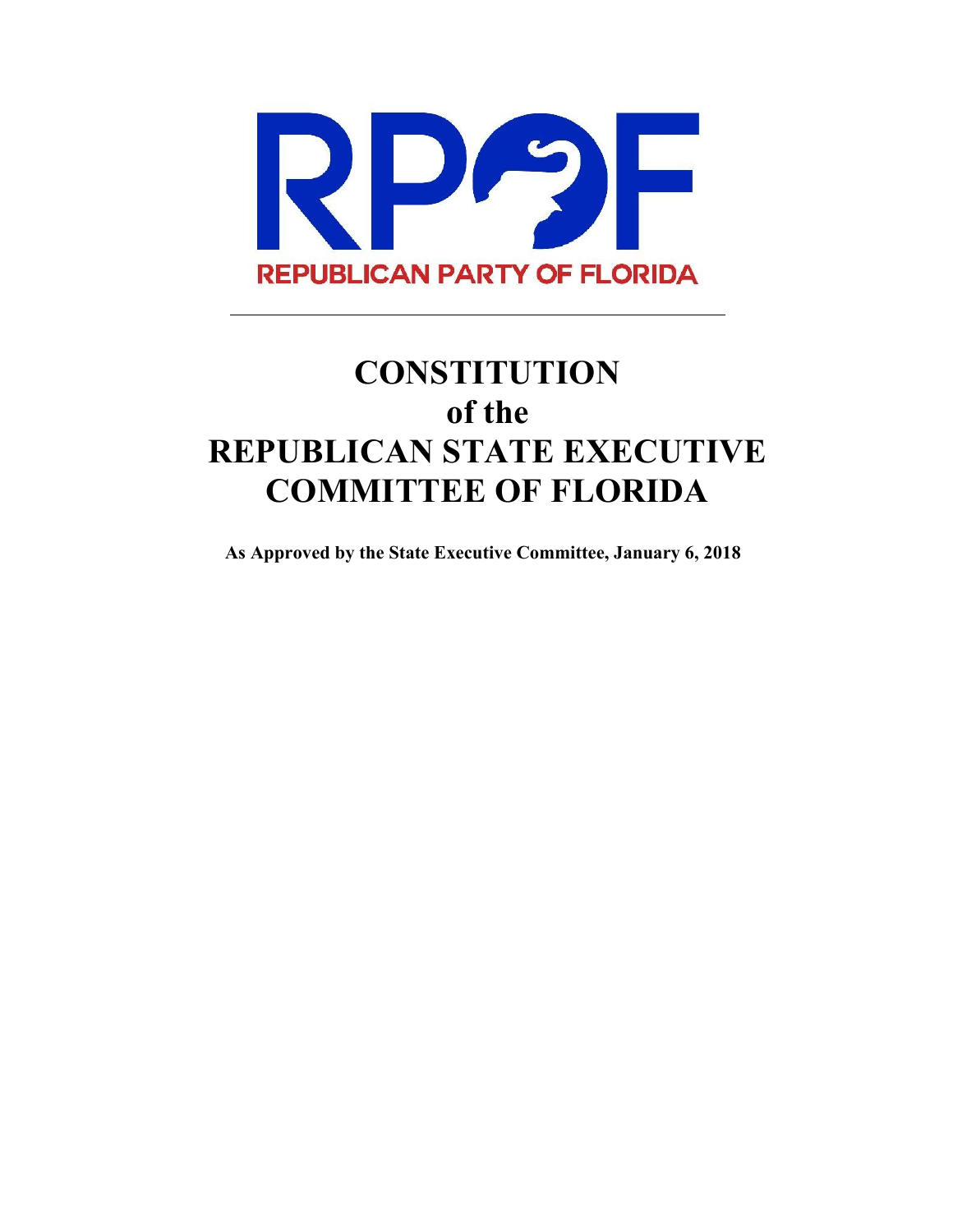RPOF

REPUBLICAN PARTY OF FLORIDA

---

# CONSTITUTION
# of the
# REPUBLICAN STATE EXECUTIVE COMMITTEE OF FLORIDA

**As Approved by the State Executive Committee, January 6, 2018**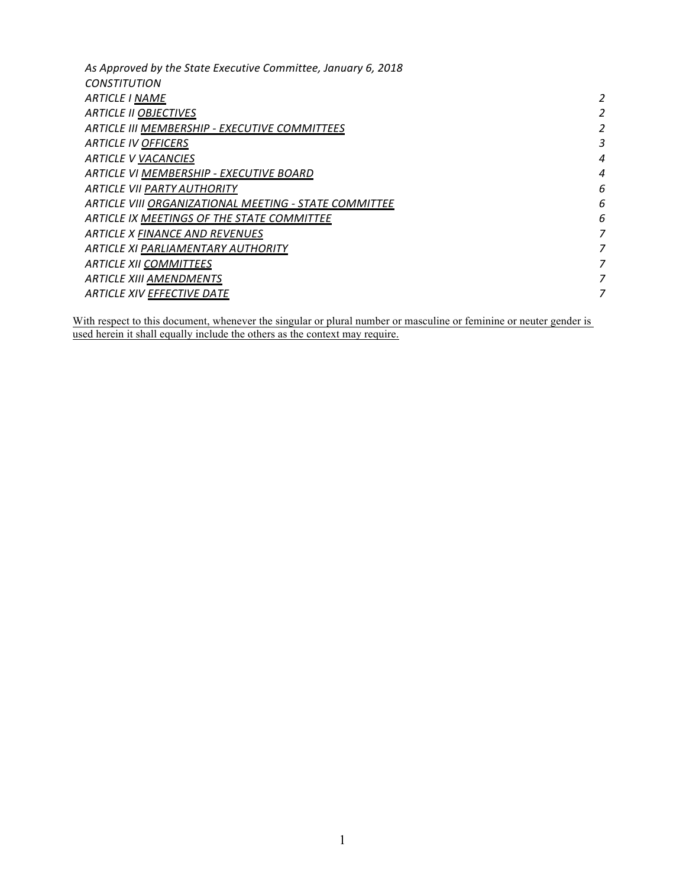*As Approved by the State Executive Committee, January 6, 2018*

*CONSTITUTION*

| | |
|---|---|
| *ARTICLE I <u>NAME</u>* | *2* |
| *ARTICLE II <u>OBJECTIVES</u>* | *2* |
| *ARTICLE III <u>MEMBERSHIP - EXECUTIVE COMMITTEES</u>* | *2* |
| *ARTICLE IV <u>OFFICERS</u>* | *3* |
| *ARTICLE V <u>VACANCIES</u>* | *4* |
| *ARTICLE VI <u>MEMBERSHIP - EXECUTIVE BOARD</u>* | *4* |
| *ARTICLE VII <u>PARTY AUTHORITY</u>* | *6* |
| *ARTICLE VIII <u>ORGANIZATIONAL MEETING - STATE COMMITTEE</u>* | *6* |
| *ARTICLE IX <u>MEETINGS OF THE STATE COMMITTEE</u>* | *6* |
| *ARTICLE X <u>FINANCE AND REVENUES</u>* | *7* |
| *ARTICLE XI <u>PARLIAMENTARY AUTHORITY</u>* | *7* |
| *ARTICLE XII <u>COMMITTEES</u>* | *7* |
| *ARTICLE XIII <u>AMENDMENTS</u>* | *7* |
| *ARTICLE XIV <u>EFFECTIVE DATE</u>* | *7* |

<u>With respect to this document, whenever the singular or plural number or masculine or feminine or neuter gender is used herein it shall equally include the others as the context may require.</u>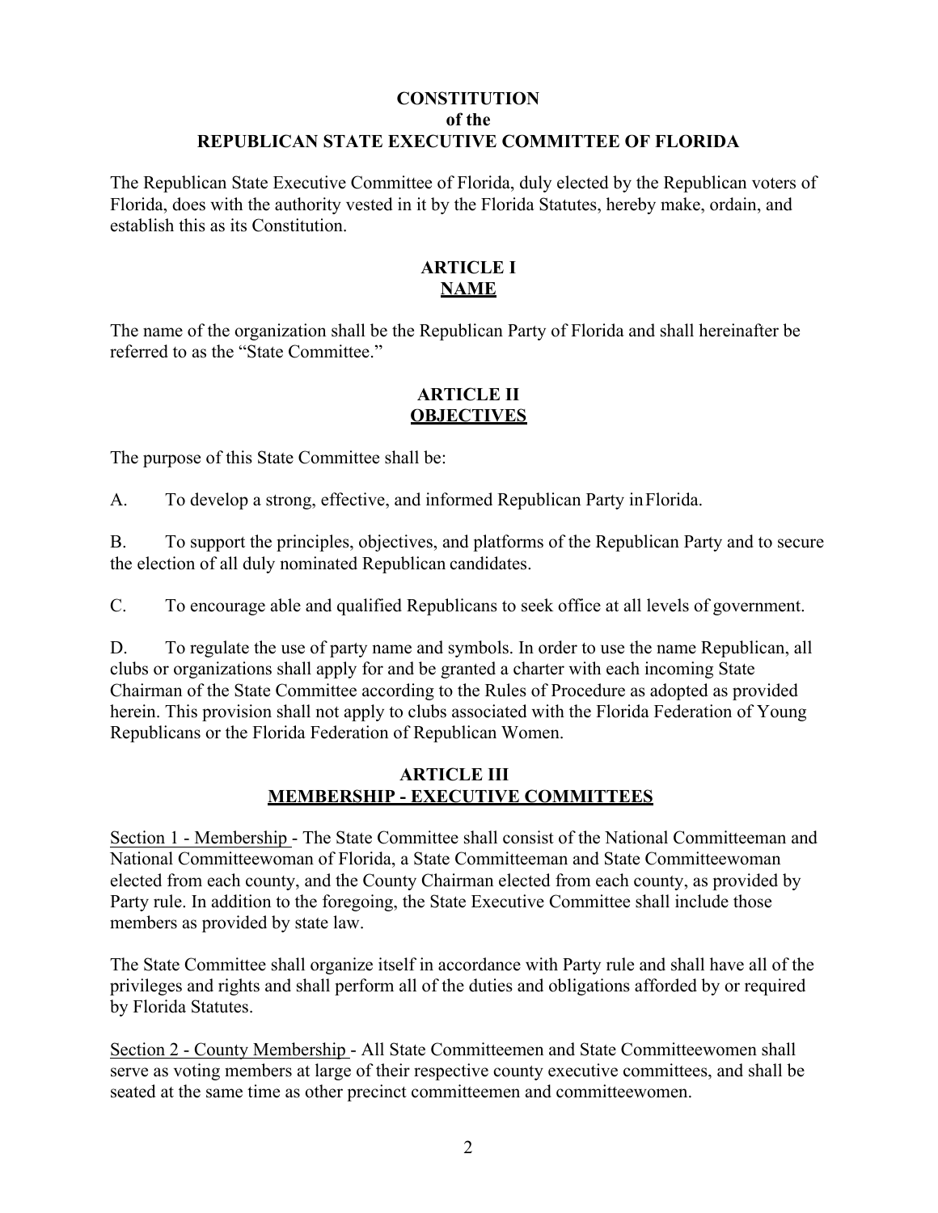**CONSTITUTION**
**of the**
**REPUBLICAN STATE EXECUTIVE COMMITTEE OF FLORIDA**

The Republican State Executive Committee of Florida, duly elected by the Republican voters of Florida, does with the authority vested in it by the Florida Statutes, hereby make, ordain, and establish this as its Constitution.

## ARTICLE I
## NAME

The name of the organization shall be the Republican Party of Florida and shall hereinafter be referred to as the "State Committee."

## ARTICLE II
## OBJECTIVES

The purpose of this State Committee shall be:

A. To develop a strong, effective, and informed Republican Party in Florida.

B. To support the principles, objectives, and platforms of the Republican Party and to secure the election of all duly nominated Republican candidates.

C. To encourage able and qualified Republicans to seek office at all levels of government.

D. To regulate the use of party name and symbols. In order to use the name Republican, all clubs or organizations shall apply for and be granted a charter with each incoming State Chairman of the State Committee according to the Rules of Procedure as adopted as provided herein. This provision shall not apply to clubs associated with the Florida Federation of Young Republicans or the Florida Federation of Republican Women.

## ARTICLE III
## MEMBERSHIP - EXECUTIVE COMMITTEES

Section 1 - Membership - The State Committee shall consist of the National Committeeman and National Committeewoman of Florida, a State Committeeman and State Committeewoman elected from each county, and the County Chairman elected from each county, as provided by Party rule. In addition to the foregoing, the State Executive Committee shall include those members as provided by state law.

The State Committee shall organize itself in accordance with Party rule and shall have all of the privileges and rights and shall perform all of the duties and obligations afforded by or required by Florida Statutes.

Section 2 - County Membership - All State Committeemen and State Committeewomen shall serve as voting members at large of their respective county executive committees, and shall be seated at the same time as other precinct committeemen and committeewomen.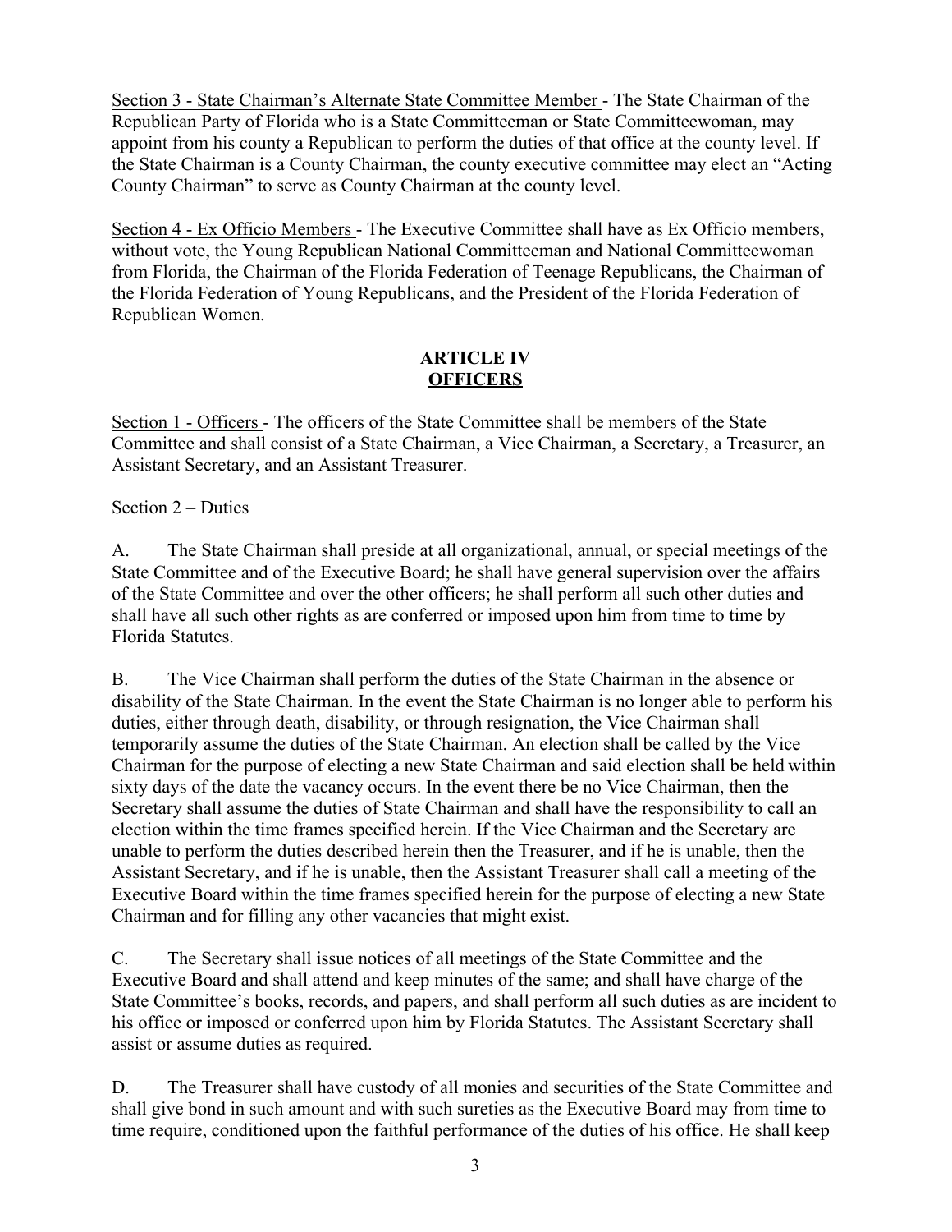Section 3 - State Chairman's Alternate State Committee Member - The State Chairman of the Republican Party of Florida who is a State Committeeman or State Committeewoman, may appoint from his county a Republican to perform the duties of that office at the county level. If the State Chairman is a County Chairman, the county executive committee may elect an "Acting County Chairman" to serve as County Chairman at the county level.

Section 4 - Ex Officio Members - The Executive Committee shall have as Ex Officio members, without vote, the Young Republican National Committeeman and National Committeewoman from Florida, the Chairman of the Florida Federation of Teenage Republicans, the Chairman of the Florida Federation of Young Republicans, and the President of the Florida Federation of Republican Women.

## ARTICLE IV
## OFFICERS

Section 1 - Officers - The officers of the State Committee shall be members of the State Committee and shall consist of a State Chairman, a Vice Chairman, a Secretary, a Treasurer, an Assistant Secretary, and an Assistant Treasurer.

Section 2 – Duties

A. The State Chairman shall preside at all organizational, annual, or special meetings of the State Committee and of the Executive Board; he shall have general supervision over the affairs of the State Committee and over the other officers; he shall perform all such other duties and shall have all such other rights as are conferred or imposed upon him from time to time by Florida Statutes.

B. The Vice Chairman shall perform the duties of the State Chairman in the absence or disability of the State Chairman. In the event the State Chairman is no longer able to perform his duties, either through death, disability, or through resignation, the Vice Chairman shall temporarily assume the duties of the State Chairman. An election shall be called by the Vice Chairman for the purpose of electing a new State Chairman and said election shall be held within sixty days of the date the vacancy occurs. In the event there be no Vice Chairman, then the Secretary shall assume the duties of State Chairman and shall have the responsibility to call an election within the time frames specified herein. If the Vice Chairman and the Secretary are unable to perform the duties described herein then the Treasurer, and if he is unable, then the Assistant Secretary, and if he is unable, then the Assistant Treasurer shall call a meeting of the Executive Board within the time frames specified herein for the purpose of electing a new State Chairman and for filling any other vacancies that might exist.

C. The Secretary shall issue notices of all meetings of the State Committee and the Executive Board and shall attend and keep minutes of the same; and shall have charge of the State Committee's books, records, and papers, and shall perform all such duties as are incident to his office or imposed or conferred upon him by Florida Statutes. The Assistant Secretary shall assist or assume duties as required.

D. The Treasurer shall have custody of all monies and securities of the State Committee and shall give bond in such amount and with such sureties as the Executive Board may from time to time require, conditioned upon the faithful performance of the duties of his office. He shall keep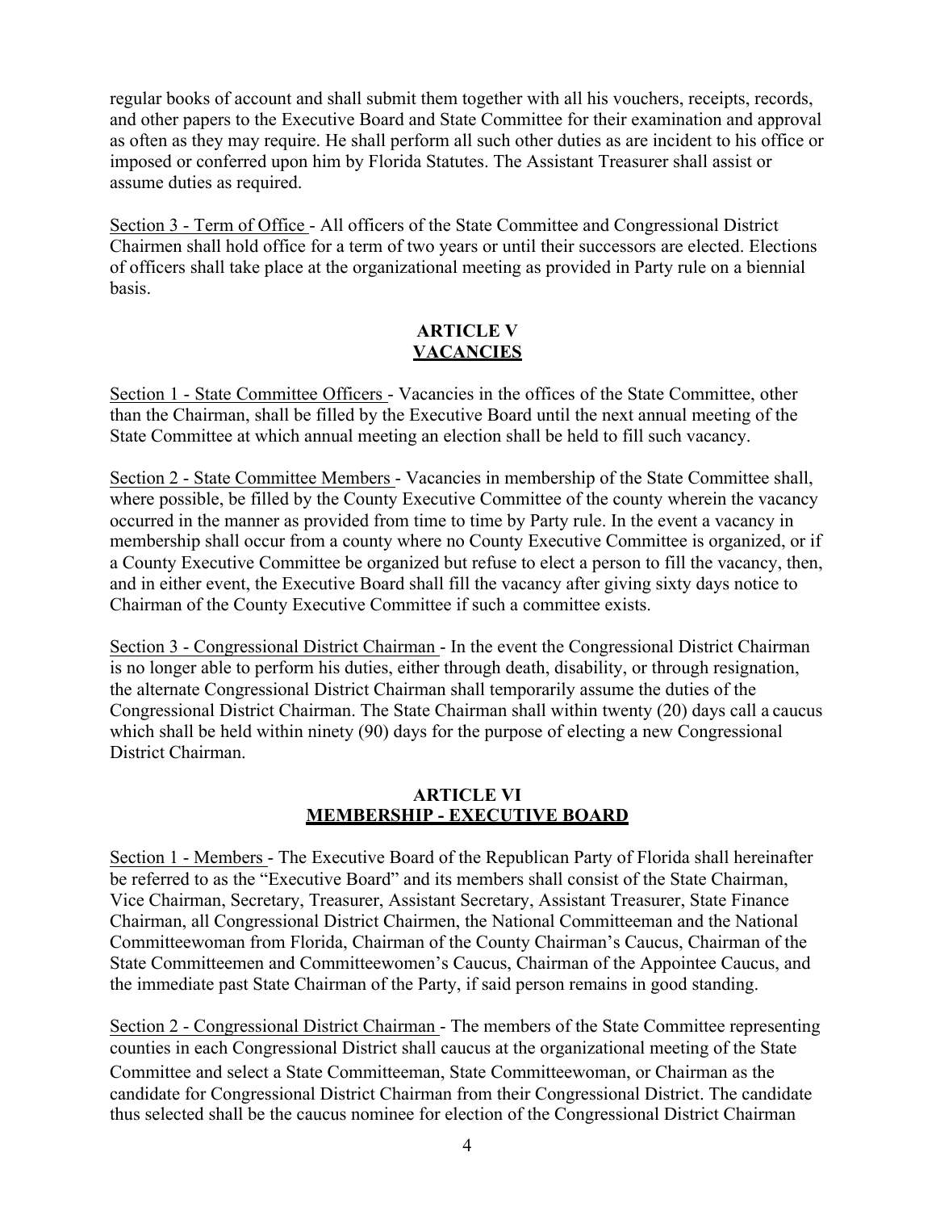regular books of account and shall submit them together with all his vouchers, receipts, records, and other papers to the Executive Board and State Committee for their examination and approval as often as they may require. He shall perform all such other duties as are incident to his office or imposed or conferred upon him by Florida Statutes. The Assistant Treasurer shall assist or assume duties as required.

Section 3 - Term of Office - All officers of the State Committee and Congressional District Chairmen shall hold office for a term of two years or until their successors are elected. Elections of officers shall take place at the organizational meeting as provided in Party rule on a biennial basis.

## ARTICLE V
## VACANCIES

Section 1 - State Committee Officers - Vacancies in the offices of the State Committee, other than the Chairman, shall be filled by the Executive Board until the next annual meeting of the State Committee at which annual meeting an election shall be held to fill such vacancy.

Section 2 - State Committee Members - Vacancies in membership of the State Committee shall, where possible, be filled by the County Executive Committee of the county wherein the vacancy occurred in the manner as provided from time to time by Party rule. In the event a vacancy in membership shall occur from a county where no County Executive Committee is organized, or if a County Executive Committee be organized but refuse to elect a person to fill the vacancy, then, and in either event, the Executive Board shall fill the vacancy after giving sixty days notice to Chairman of the County Executive Committee if such a committee exists.

Section 3 - Congressional District Chairman - In the event the Congressional District Chairman is no longer able to perform his duties, either through death, disability, or through resignation, the alternate Congressional District Chairman shall temporarily assume the duties of the Congressional District Chairman. The State Chairman shall within twenty (20) days call a caucus which shall be held within ninety (90) days for the purpose of electing a new Congressional District Chairman.

## ARTICLE VI
## MEMBERSHIP - EXECUTIVE BOARD

Section 1 - Members - The Executive Board of the Republican Party of Florida shall hereinafter be referred to as the "Executive Board" and its members shall consist of the State Chairman, Vice Chairman, Secretary, Treasurer, Assistant Secretary, Assistant Treasurer, State Finance Chairman, all Congressional District Chairmen, the National Committeeman and the National Committeewoman from Florida, Chairman of the County Chairman's Caucus, Chairman of the State Committeemen and Committeewomen's Caucus, Chairman of the Appointee Caucus, and the immediate past State Chairman of the Party, if said person remains in good standing.

Section 2 - Congressional District Chairman - The members of the State Committee representing counties in each Congressional District shall caucus at the organizational meeting of the State Committee and select a State Committeeman, State Committeewoman, or Chairman as the candidate for Congressional District Chairman from their Congressional District. The candidate thus selected shall be the caucus nominee for election of the Congressional District Chairman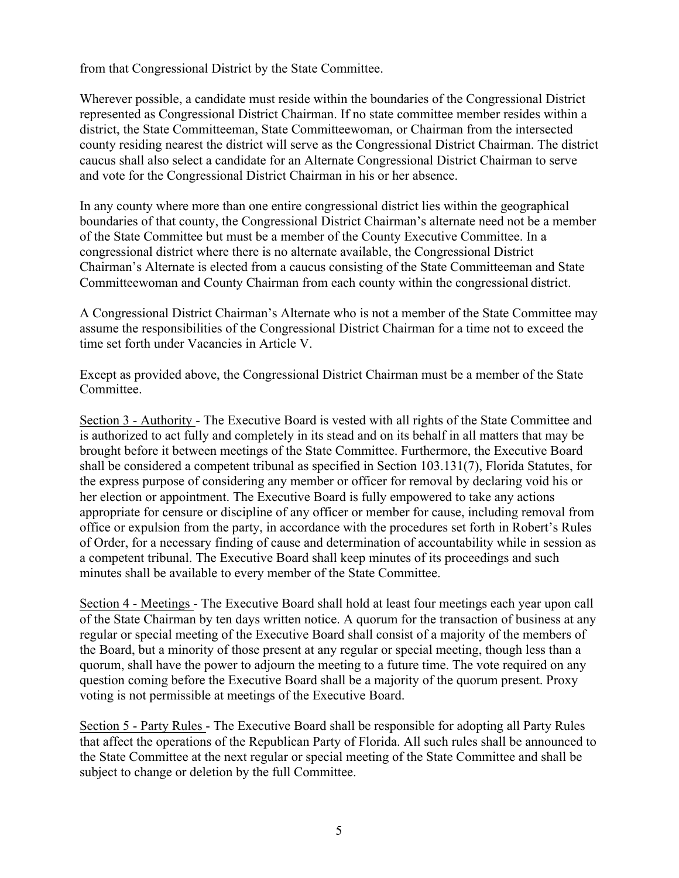from that Congressional District by the State Committee.

Wherever possible, a candidate must reside within the boundaries of the Congressional District represented as Congressional District Chairman. If no state committee member resides within a district, the State Committeeman, State Committeewoman, or Chairman from the intersected county residing nearest the district will serve as the Congressional District Chairman. The district caucus shall also select a candidate for an Alternate Congressional District Chairman to serve and vote for the Congressional District Chairman in his or her absence.

In any county where more than one entire congressional district lies within the geographical boundaries of that county, the Congressional District Chairman's alternate need not be a member of the State Committee but must be a member of the County Executive Committee. In a congressional district where there is no alternate available, the Congressional District Chairman's Alternate is elected from a caucus consisting of the State Committeeman and State Committeewoman and County Chairman from each county within the congressional district.

A Congressional District Chairman's Alternate who is not a member of the State Committee may assume the responsibilities of the Congressional District Chairman for a time not to exceed the time set forth under Vacancies in Article V.

Except as provided above, the Congressional District Chairman must be a member of the State Committee.

Section 3 - Authority - The Executive Board is vested with all rights of the State Committee and is authorized to act fully and completely in its stead and on its behalf in all matters that may be brought before it between meetings of the State Committee. Furthermore, the Executive Board shall be considered a competent tribunal as specified in Section 103.131(7), Florida Statutes, for the express purpose of considering any member or officer for removal by declaring void his or her election or appointment. The Executive Board is fully empowered to take any actions appropriate for censure or discipline of any officer or member for cause, including removal from office or expulsion from the party, in accordance with the procedures set forth in Robert's Rules of Order, for a necessary finding of cause and determination of accountability while in session as a competent tribunal. The Executive Board shall keep minutes of its proceedings and such minutes shall be available to every member of the State Committee.

Section 4 - Meetings - The Executive Board shall hold at least four meetings each year upon call of the State Chairman by ten days written notice. A quorum for the transaction of business at any regular or special meeting of the Executive Board shall consist of a majority of the members of the Board, but a minority of those present at any regular or special meeting, though less than a quorum, shall have the power to adjourn the meeting to a future time. The vote required on any question coming before the Executive Board shall be a majority of the quorum present. Proxy voting is not permissible at meetings of the Executive Board.

Section 5 - Party Rules - The Executive Board shall be responsible for adopting all Party Rules that affect the operations of the Republican Party of Florida. All such rules shall be announced to the State Committee at the next regular or special meeting of the State Committee and shall be subject to change or deletion by the full Committee.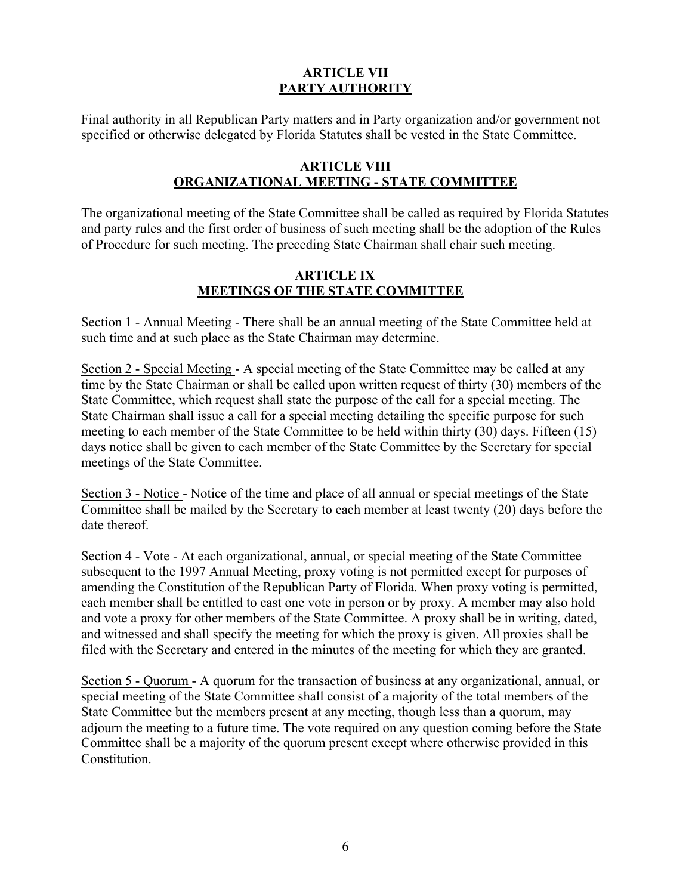## ARTICLE VII
## PARTY AUTHORITY

Final authority in all Republican Party matters and in Party organization and/or government not specified or otherwise delegated by Florida Statutes shall be vested in the State Committee.

## ARTICLE VIII
## ORGANIZATIONAL MEETING - STATE COMMITTEE

The organizational meeting of the State Committee shall be called as required by Florida Statutes and party rules and the first order of business of such meeting shall be the adoption of the Rules of Procedure for such meeting. The preceding State Chairman shall chair such meeting.

## ARTICLE IX
## MEETINGS OF THE STATE COMMITTEE

Section 1 - Annual Meeting - There shall be an annual meeting of the State Committee held at such time and at such place as the State Chairman may determine.

Section 2 - Special Meeting - A special meeting of the State Committee may be called at any time by the State Chairman or shall be called upon written request of thirty (30) members of the State Committee, which request shall state the purpose of the call for a special meeting. The State Chairman shall issue a call for a special meeting detailing the specific purpose for such meeting to each member of the State Committee to be held within thirty (30) days. Fifteen (15) days notice shall be given to each member of the State Committee by the Secretary for special meetings of the State Committee.

Section 3 - Notice - Notice of the time and place of all annual or special meetings of the State Committee shall be mailed by the Secretary to each member at least twenty (20) days before the date thereof.

Section 4 - Vote - At each organizational, annual, or special meeting of the State Committee subsequent to the 1997 Annual Meeting, proxy voting is not permitted except for purposes of amending the Constitution of the Republican Party of Florida. When proxy voting is permitted, each member shall be entitled to cast one vote in person or by proxy. A member may also hold and vote a proxy for other members of the State Committee. A proxy shall be in writing, dated, and witnessed and shall specify the meeting for which the proxy is given. All proxies shall be filed with the Secretary and entered in the minutes of the meeting for which they are granted.

Section 5 - Quorum - A quorum for the transaction of business at any organizational, annual, or special meeting of the State Committee shall consist of a majority of the total members of the State Committee but the members present at any meeting, though less than a quorum, may adjourn the meeting to a future time. The vote required on any question coming before the State Committee shall be a majority of the quorum present except where otherwise provided in this Constitution.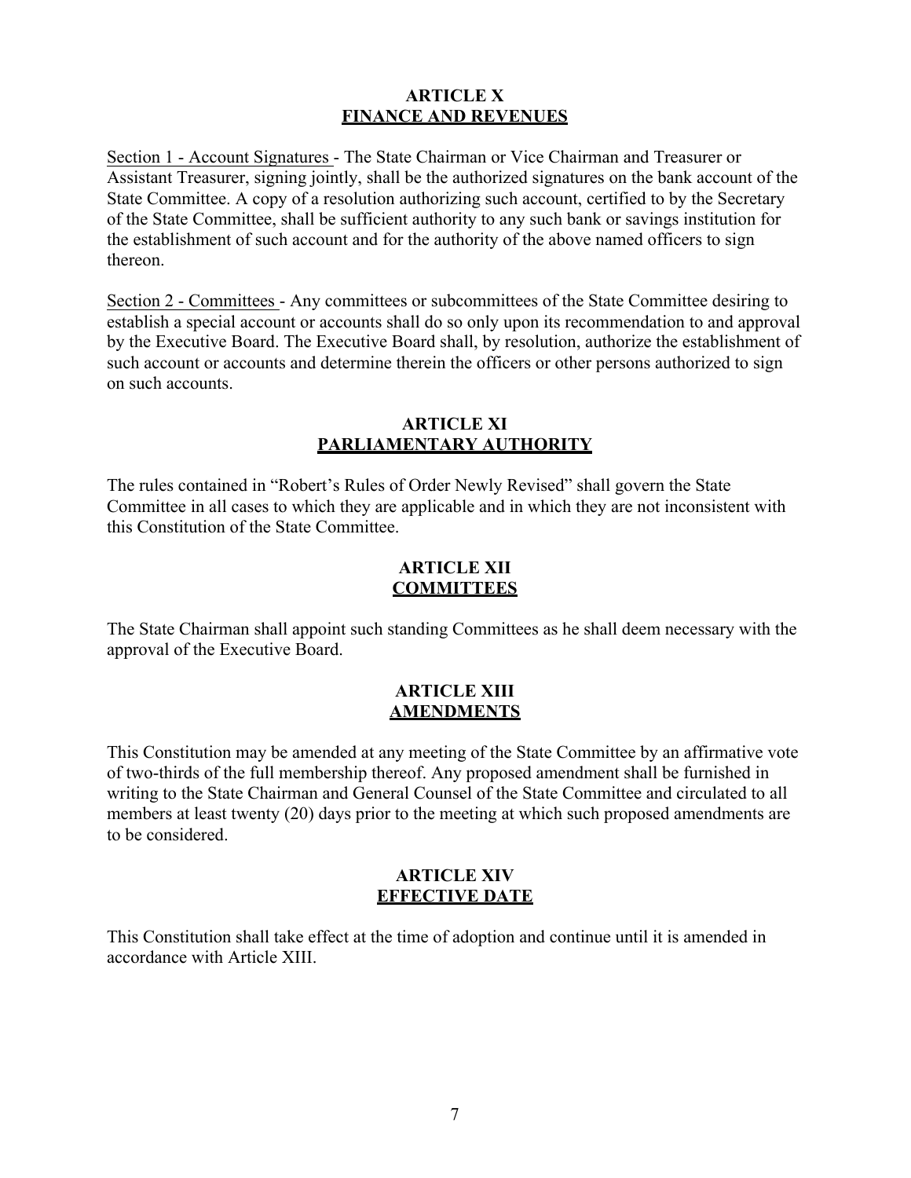## ARTICLE X
## FINANCE AND REVENUES

Section 1 - Account Signatures - The State Chairman or Vice Chairman and Treasurer or Assistant Treasurer, signing jointly, shall be the authorized signatures on the bank account of the State Committee. A copy of a resolution authorizing such account, certified to by the Secretary of the State Committee, shall be sufficient authority to any such bank or savings institution for the establishment of such account and for the authority of the above named officers to sign thereon.

Section 2 - Committees - Any committees or subcommittees of the State Committee desiring to establish a special account or accounts shall do so only upon its recommendation to and approval by the Executive Board. The Executive Board shall, by resolution, authorize the establishment of such account or accounts and determine therein the officers or other persons authorized to sign on such accounts.

## ARTICLE XI
## PARLIAMENTARY AUTHORITY

The rules contained in "Robert's Rules of Order Newly Revised" shall govern the State Committee in all cases to which they are applicable and in which they are not inconsistent with this Constitution of the State Committee.

## ARTICLE XII
## COMMITTEES

The State Chairman shall appoint such standing Committees as he shall deem necessary with the approval of the Executive Board.

## ARTICLE XIII
## AMENDMENTS

This Constitution may be amended at any meeting of the State Committee by an affirmative vote of two-thirds of the full membership thereof. Any proposed amendment shall be furnished in writing to the State Chairman and General Counsel of the State Committee and circulated to all members at least twenty (20) days prior to the meeting at which such proposed amendments are to be considered.

## ARTICLE XIV
## EFFECTIVE DATE

This Constitution shall take effect at the time of adoption and continue until it is amended in accordance with Article XIII.